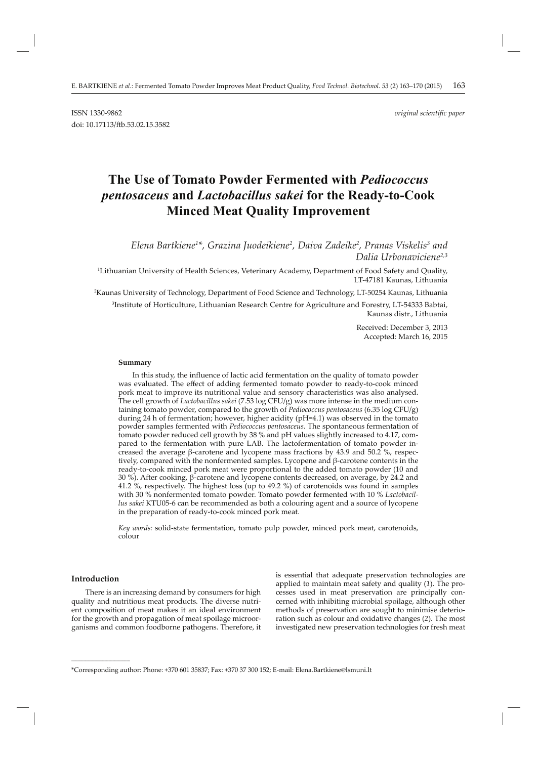ISSN 1330-9862 *original scientific paper*

doi: 10.17113/ftb.53.02.15.3582

# The Use of Tomato Powder Fermented with *Pediococcus pentosaceus* and *Lactobacillus sakei* for the Ready-to-Cook Minced Meat Quality Improvement

*Elena Bartkiene[1]\*, Grazina Juodeikiene[2], Daiva Zadeike[2], Pranas Viskelis[3] and Dalia Urbonaviciene[2,3]*

[1]Lithuanian University of Health Sciences, Veterinary Academy, Department of Food Safety and Quality, LT-47181 Kaunas, Lithuania

[2]Kaunas University of Technology, Department of Food Science and Technology, LT-50254 Kaunas, Lithuania

[3]Institute of Horticulture, Lithuanian Research Centre for Agriculture and Forestry, LT-54333 Babtai, Kaunas distr., Lithuania

Received: December 3, 2013
Accepted: March 16, 2015

### Summary

In this study, the influence of lactic acid fermentation on the quality of tomato powder was evaluated. The effect of adding fermented tomato powder to ready-to-cook minced pork meat to improve its nutritional value and sensory characteristics was also analysed. The cell growth of *Lactobacillus sakei* (7.53 log CFU/g) was more intense in the medium containing tomato powder, compared to the growth of *Pediococcus pentosaceus* (6.35 log CFU/g) during 24 h of fermentation; however, higher acidity (pH=4.1) was observed in the tomato powder samples fermented with *Pediococcus pentosaceus*. The spontaneous fermentation of tomato powder reduced cell growth by 38 % and pH values slightly increased to 4.17, compared to the fermentation with pure LAB. The lactofermentation of tomato powder increased the average β-carotene and lycopene mass fractions by 43.9 and 50.2 %, respectively, compared with the nonfermented samples. Lycopene and β-carotene contents in the ready-to-cook minced pork meat were proportional to the added tomato powder (10 and 30 %). After cooking, β-carotene and lycopene contents decreased, on average, by 24.2 and 41.2 %, respectively. The highest loss (up to 49.2 %) of carotenoids was found in samples with 30 % nonfermented tomato powder. Tomato powder fermented with 10 % *Lactobacillus sakei* KTU05-6 can be recommended as both a colouring agent and a source of lycopene in the preparation of ready-to-cook minced pork meat.

*Key words:* solid-state fermentation, tomato pulp powder, minced pork meat, carotenoids, colour

### Introduction

There is an increasing demand by consumers for high quality and nutritious meat products. The diverse nutrient composition of meat makes it an ideal environment for the growth and propagation of meat spoilage microorganisms and common foodborne pathogens. Therefore, it is essential that adequate preservation technologies are applied to maintain meat safety and quality (*1*). The processes used in meat preservation are principally concerned with inhibiting microbial spoilage, although other methods of preservation are sought to minimise deterioration such as colour and oxidative changes (*2*). The most investigated new preservation technologies for fresh meat

\*Corresponding author: Phone: +370 601 35837; Fax: +370 37 300 152; E-mail: Elena.Bartkiene@lsmuni.lt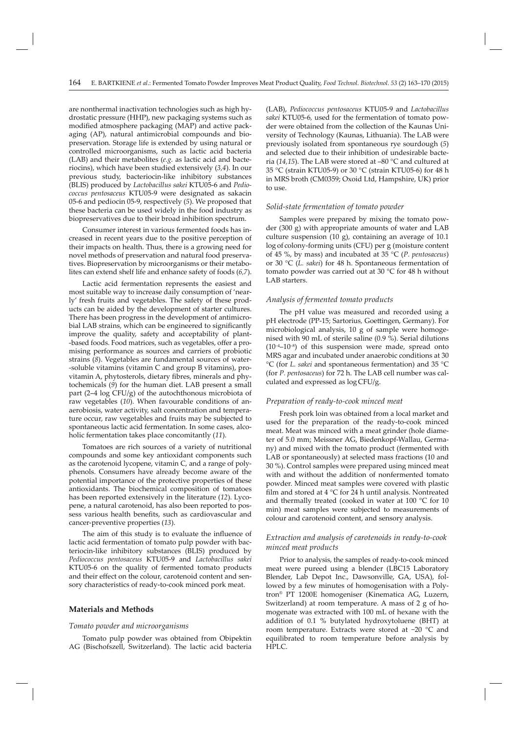are nonthermal inactivation technologies such as high hydrostatic pressure (HHP), new packaging systems such as modified atmosphere packaging (MAP) and active packaging (AP), natural antimicrobial compounds and biopreservation. Storage life is extended by using natural or controlled microorganisms, such as lactic acid bacteria (LAB) and their metabolites (*e.g.* as lactic acid and bacteriocins), which have been studied extensively (*3,4*). In our previous study, bacteriocin-like inhibitory substances (BLIS) produced by *Lactobacillus sakei* KTU05-6 and *Pediococcus pentosaceus* KTU05-9 were designated as sakacin 05-6 and pediocin 05-9, respectively (*5*). We proposed that these bacteria can be used widely in the food industry as biopreservatives due to their broad inhibition spectrum.

Consumer interest in various fermented foods has increased in recent years due to the positive perception of their impacts on health. Thus, there is a growing need for novel methods of preservation and natural food preservatives. Biopreservation by microorganisms or their metabolites can extend shelf life and enhance safety of foods (*6,7*).

Lactic acid fermentation represents the easiest and most suitable way to increase daily consumption of 'nearly' fresh fruits and vegetables. The safety of these products can be aided by the development of starter cultures. There has been progress in the development of antimicrobial LAB strains, which can be engineered to significantly improve the quality, safety and acceptability of plant-based foods. Food matrices, such as vegetables, offer a promising performance as sources and carriers of probiotic strains (*8*). Vegetables are fundamental sources of water-soluble vitamins (vitamin C and group B vitamins), provitamin A, phytosterols, dietary fibres, minerals and phytochemicals (*9*) for the human diet. LAB present a small part (2–4 log CFU/g) of the autochthonous microbiota of raw vegetables (*10*). When favourable conditions of anaerobiosis, water activity, salt concentration and temperature occur, raw vegetables and fruits may be subjected to spontaneous lactic acid fermentation. In some cases, alcoholic fermentation takes place concomitantly (*11*).

Tomatoes are rich sources of a variety of nutritional compounds and some key antioxidant components such as the carotenoid lycopene, vitamin C, and a range of polyphenols. Consumers have already become aware of the potential importance of the protective properties of these antioxidants. The biochemical composition of tomatoes has been reported extensively in the literature (*12*). Lycopene, a natural carotenoid, has also been reported to possess various health benefits, such as cardiovascular and cancer-preventive properties (*13*).

The aim of this study is to evaluate the influence of lactic acid fermentation of tomato pulp powder with bacteriocin-like inhibitory substances (BLIS) produced by *Pediococcus pentosaceus* KTU05-9 and *Lactobacillus sakei* KTU05-6 on the quality of fermented tomato products and their effect on the colour, carotenoid content and sensory characteristics of ready-to-cook minced pork meat.

## Materials and Methods

### *Tomato powder and microorganisms*

Tomato pulp powder was obtained from Obipektin AG (Bischofszell, Switzerland). The lactic acid bacteria (LAB), *Pediococcus pentosaceus* KTU05-9 and *Lactobacillus sakei* KTU05-6, used for the fermentation of tomato powder were obtained from the collection of the Kaunas University of Technology (Kaunas, Lithuania). The LAB were previously isolated from spontaneous rye sourdough (*5*) and selected due to their inhibition of undesirable bacteria (*14,15*). The LAB were stored at –80 °C and cultured at 35 °C (strain KTU05-9) or 30 °C (strain KTU05-6) for 48 h in MRS broth (CM0359; Oxoid Ltd, Hampshire, UK) prior to use.

### *Solid-state fermentation of tomato powder*

Samples were prepared by mixing the tomato powder (300 g) with appropriate amounts of water and LAB culture suspension (10 g), containing an average of 10.1 log of colony-forming units (CFU) per g (moisture content of 45 %, by mass) and incubated at 35 °C (*P. pentosaceus*) or 30 °C (*L. sakei*) for 48 h. Spontaneous fermentation of tomato powder was carried out at 30 °C for 48 h without LAB starters.

### *Analysis of fermented tomato products*

The pH value was measured and recorded using a pH electrode (PP-15; Sartorius, Goettingen, Germany). For microbiological analysis, 10 g of sample were homogenised with 90 mL of sterile saline (0.9 %). Serial dilutions ($10^{-4}$–$10^{-8}$) of this suspension were made, spread onto MRS agar and incubated under anaerobic conditions at 30 °C (for *L. sakei* and spontaneous fermentation) and 35 °C (for *P. pentosaceus*) for 72 h. The LAB cell number was calculated and expressed as log CFU/g.

### *Preparation of ready-to-cook minced meat*

Fresh pork loin was obtained from a local market and used for the preparation of the ready-to-cook minced meat. Meat was minced with a meat grinder (hole diameter of 5.0 mm; Meissner AG, Biedenkopf-Wallau, Germany) and mixed with the tomato product (fermented with LAB or spontaneously) at selected mass fractions (10 and 30 %). Control samples were prepared using minced meat with and without the addition of nonfermented tomato powder. Minced meat samples were covered with plastic film and stored at 4 °C for 24 h until analysis. Nontreated and thermally treated (cooked in water at 100 °C for 10 min) meat samples were subjected to measurements of colour and carotenoid content, and sensory analysis.

### *Extraction and analysis of carotenoids in ready-to-cook minced meat products*

Prior to analysis, the samples of ready-to-cook minced meat were pureed using a blender (LBC15 Laboratory Blender, Lab Depot Inc., Dawsonville, GA, USA), followed by a few minutes of homogenisation with a Polytron® PT 1200E homogeniser (Kinematica AG, Luzern, Switzerland) at room temperature. A mass of 2 g of homogenate was extracted with 100 mL of hexane with the addition of 0.1 % butylated hydroxytoluene (BHT) at room temperature. Extracts were stored at −20 °C and equilibrated to room temperature before analysis by HPLC.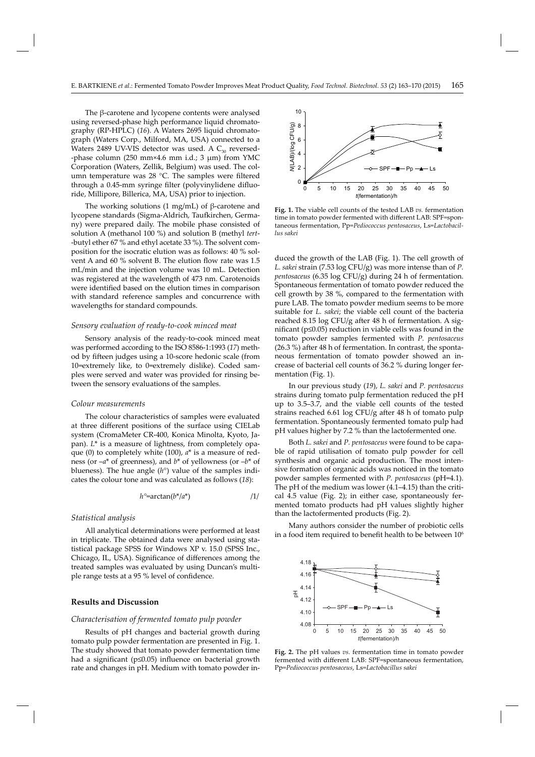The β-carotene and lycopene contents were analysed using reversed-phase high performance liquid chromatography (RP-HPLC) (*16*). A Waters 2695 liquid chromatograph (Waters Corp., Milford, MA, USA) connected to a Waters 2489 UV-VIS detector was used. A $C_{30}$ reversed-phase column (250 mm×4.6 mm i.d.; 3 μm) from YMC Corporation (Waters, Zellik, Belgium) was used. The column temperature was 28 °C. The samples were filtered through a 0.45-mm syringe filter (polyvinylidene difluoride, Millipore, Billerica, MA, USA) prior to injection.

The working solutions (1 mg/mL) of β-carotene and lycopene standards (Sigma-Aldrich, Taufkirchen, Germany) were prepared daily. The mobile phase consisted of solution A (methanol 100 %) and solution B (methyl *tert*-butyl ether 67 % and ethyl acetate 33 %). The solvent composition for the isocratic elution was as follows: 40 % solvent A and 60 % solvent B. The elution flow rate was 1.5 mL/min and the injection volume was 10 mL. Detection was registered at the wavelength of 473 nm. Carotenoids were identified based on the elution times in comparison with standard reference samples and concurrence with wavelengths for standard compounds.

### *Sensory evaluation of ready-to-cook minced meat*

Sensory analysis of the ready-to-cook minced meat was performed according to the ISO 8586-1:1993 (*17*) method by fifteen judges using a 10-score hedonic scale (from 10=extremely like, to 0=extremely dislike). Coded samples were served and water was provided for rinsing between the sensory evaluations of the samples.

### *Colour measurements*

The colour characteristics of samples were evaluated at three different positions of the surface using CIELab system (CromaMeter CR-400, Konica Minolta, Kyoto, Japan). $L^*$ is a measure of lightness, from completely opaque (0) to completely white (100), $a^*$ is a measure of redness (or $-a^*$ of greenness), and $b^*$ of yellowness (or $-b^*$ of blueness). The hue angle ($h°$) value of the samples indicates the colour tone and was calculated as follows (*18*):

$$h°=\arctan(b^*/a^*) \qquad /1/$$

### *Statistical analysis*

All analytical determinations were performed at least in triplicate. The obtained data were analysed using statistical package SPSS for Windows XP v. 15.0 (SPSS Inc., Chicago, IL, USA). Significance of differences among the treated samples was evaluated by using Duncan's multiple range tests at a 95 % level of confidence.

## Results and Discussion

### *Characterisation of fermented tomato pulp powder*

Results of pH changes and bacterial growth during tomato pulp powder fermentation are presented in Fig. 1. The study showed that tomato powder fermentation time had a significant (p≤0.05) influence on bacterial growth rate and changes in pH. Medium with tomato powder induced the growth of the LAB (Fig. 1). The cell growth of *L. sakei* strain (7.53 log CFU/g) was more intense than of *P. pentosaceus* (6.35 log CFU/g) during 24 h of fermentation. Spontaneous fermentation of tomato powder reduced the cell growth by 38 %, compared to the fermentation with pure LAB. The tomato powder medium seems to be more suitable for *L. sakei*; the viable cell count of the bacteria reached 8.15 log CFU/g after 48 h of fermentation. A significant (p≤0.05) reduction in viable cells was found in the tomato powder samples fermented with *P. pentosaceus* (26.3 %) after 48 h of fermentation. In contrast, the spontaneous fermentation of tomato powder showed an increase of bacterial cell counts of 36.2 % during longer fermentation (Fig. 1).

**Fig. 1.** The viable cell counts of the tested LAB *vs.* fermentation time in tomato powder fermented with different LAB: SPF=spontaneous fermentation, Pp=*Pediococcus pentosaceus*, Ls=*Lactobacillus sakei*

In our previous study (*19*), *L. sakei* and *P. pentosaceus* strains during tomato pulp fermentation reduced the pH up to 3.5–3.7, and the viable cell counts of the tested strains reached 6.61 log CFU/g after 48 h of tomato pulp fermentation. Spontaneously fermented tomato pulp had pH values higher by 7.2 % than the lactofermented one.

Both *L. sakei* and *P. pentosaceus* were found to be capable of rapid utilisation of tomato pulp powder for cell synthesis and organic acid production. The most intensive formation of organic acids was noticed in the tomato powder samples fermented with *P. pentosaceus* (pH=4.1). The pH of the medium was lower (4.1–4.15) than the critical 4.5 value (Fig. 2); in either case, spontaneously fermented tomato products had pH values slightly higher than the lactofermented products (Fig. 2).

Many authors consider the number of probiotic cells in a food item required to benefit health to be between $10^6$

**Fig. 2.** The pH values *vs.* fermentation time in tomato powder fermented with different LAB: SPF=spontaneous fermentation, Pp=*Pediococcus pentosaceus*, Ls=*Lactobacillus sakei*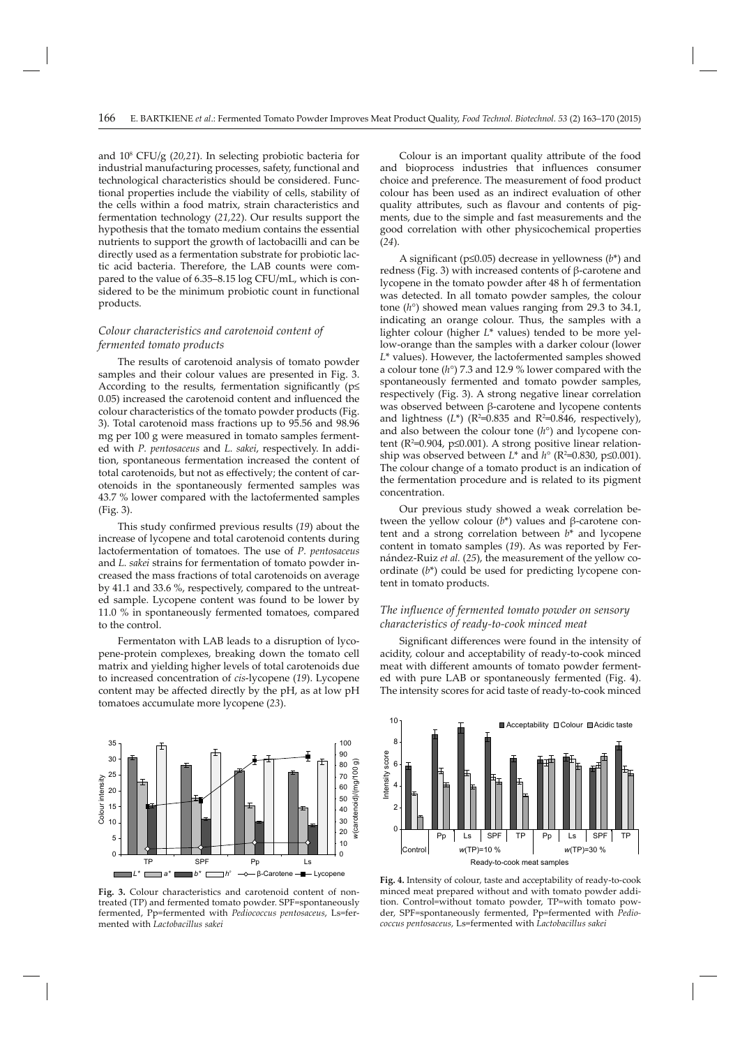and $10^8$ CFU/g (*20,21*). In selecting probiotic bacteria for industrial manufacturing processes, safety, functional and technological characteristics should be considered. Functional properties include the viability of cells, stability of the cells within a food matrix, strain characteristics and fermentation technology (*21,22*). Our results support the hypothesis that the tomato medium contains the essential nutrients to support the growth of lactobacilli and can be directly used as a fermentation substrate for probiotic lactic acid bacteria. Therefore, the LAB counts were compared to the value of 6.35–8.15 log CFU/mL, which is considered to be the minimum probiotic count in functional products.

### *Colour characteristics and carotenoid content of fermented tomato products*

The results of carotenoid analysis of tomato powder samples and their colour values are presented in Fig. 3. According to the results, fermentation significantly ($p \leq 0.05$) increased the carotenoid content and influenced the colour characteristics of the tomato powder products (Fig. 3). Total carotenoid mass fractions up to 95.56 and 98.96 mg per 100 g were measured in tomato samples fermented with *P. pentosaceus* and *L. sakei*, respectively. In addition, spontaneous fermentation increased the content of total carotenoids, but not as effectively; the content of carotenoids in the spontaneously fermented samples was 43.7 % lower compared with the lactofermented samples (Fig. 3).

This study confirmed previous results (*19*) about the increase of lycopene and total carotenoid contents during lactofermentation of tomatoes. The use of *P. pentosaceus* and *L. sakei* strains for fermentation of tomato powder increased the mass fractions of total carotenoids on average by 41.1 and 33.6 %, respectively, compared to the untreated sample. Lycopene content was found to be lower by 11.0 % in spontaneously fermented tomatoes, compared to the control.

Fermentaton with LAB leads to a disruption of lycopene-protein complexes, breaking down the tomato cell matrix and yielding higher levels of total carotenoids due to increased concentration of *cis*-lycopene (*19*). Lycopene content may be affected directly by the pH, as at low pH tomatoes accumulate more lycopene (*23*).

**Fig. 3.** Colour characteristics and carotenoid content of non-treated (TP) and fermented tomato powder. SPF=spontaneously fermented, Pp=fermented with *Pediococcus pentosaceus*, Ls=fermented with *Lactobacillus sakei*

Colour is an important quality attribute of the food and bioprocess industries that influences consumer choice and preference. The measurement of food product colour has been used as an indirect evaluation of other quality attributes, such as flavour and contents of pigments, due to the simple and fast measurements and the good correlation with other physicochemical properties (*24*).

A significant ($p \leq 0.05$) decrease in yellowness ($b^*$) and redness (Fig. 3) with increased contents of β-carotene and lycopene in the tomato powder after 48 h of fermentation was detected. In all tomato powder samples, the colour tone ($h°$) showed mean values ranging from 29.3 to 34.1, indicating an orange colour. Thus, the samples with a lighter colour (higher $L^*$ values) tended to be more yellow-orange than the samples with a darker colour (lower $L^*$ values). However, the lactofermented samples showed a colour tone ($h°$) 7.3 and 12.9 % lower compared with the spontaneously fermented and tomato powder samples, respectively (Fig. 3). A strong negative linear correlation was observed between β-carotene and lycopene contents and lightness ($L^*$) ($R^2=0.835$ and $R^2=0.846$, respectively), and also between the colour tone ($h°$) and lycopene content ($R^2=0.904$, $p \leq 0.001$). A strong positive linear relationship was observed between $L^*$ and $h°$ ($R^2=0.830$, $p \leq 0.001$). The colour change of a tomato product is an indication of the fermentation procedure and is related to its pigment concentration.

Our previous study showed a weak correlation between the yellow colour ($b^*$) values and β-carotene content and a strong correlation between $b^*$ and lycopene content in tomato samples (*19*). As was reported by Fernández-Ruiz *et al.* (*25*), the measurement of the yellow coordinate ($b^*$) could be used for predicting lycopene content in tomato products.

### *The influence of fermented tomato powder on sensory characteristics of ready-to-cook minced meat*

Significant differences were found in the intensity of acidity, colour and acceptability of ready-to-cook minced meat with different amounts of tomato powder fermented with pure LAB or spontaneously fermented (Fig. 4). The intensity scores for acid taste of ready-to-cook minced

**Fig. 4.** Intensity of colour, taste and acceptability of ready-to-cook minced meat prepared without and with tomato powder addition. Control=without tomato powder, TP=with tomato powder, SPF=spontaneously fermented, Pp=fermented with *Pediococcus pentosaceus*, Ls=fermented with *Lactobacillus sakei*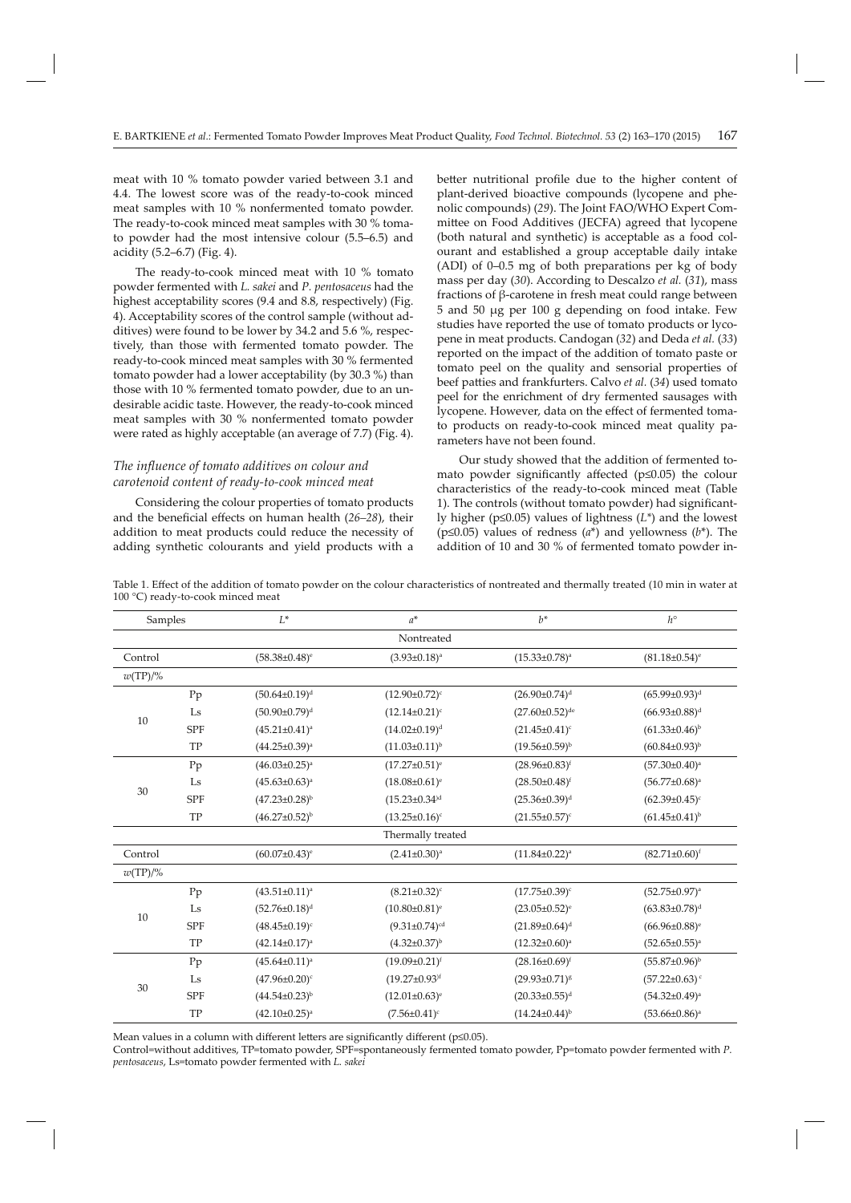meat with 10 % tomato powder varied between 3.1 and 4.4. The lowest score was of the ready-to-cook minced meat samples with 10 % nonfermented tomato powder. The ready-to-cook minced meat samples with 30 % tomato powder had the most intensive colour (5.5–6.5) and acidity (5.2–6.7) (Fig. 4).

The ready-to-cook minced meat with 10 % tomato powder fermented with *L. sakei* and *P. pentosaceus* had the highest acceptability scores (9.4 and 8.8, respectively) (Fig. 4). Acceptability scores of the control sample (without additives) were found to be lower by 34.2 and 5.6 %, respectively, than those with fermented tomato powder. The ready-to-cook minced meat samples with 30 % fermented tomato powder had a lower acceptability (by 30.3 %) than those with 10 % fermented tomato powder, due to an undesirable acidic taste. However, the ready-to-cook minced meat samples with 30 % nonfermented tomato powder were rated as highly acceptable (an average of 7.7) (Fig. 4).

### *The influence of tomato additives on colour and carotenoid content of ready-to-cook minced meat*

Considering the colour properties of tomato products and the beneficial effects on human health (*26–28*), their addition to meat products could reduce the necessity of adding synthetic colourants and yield products with a better nutritional profile due to the higher content of plant-derived bioactive compounds (lycopene and phenolic compounds) (*29*). The Joint FAO/WHO Expert Committee on Food Additives (JECFA) agreed that lycopene (both natural and synthetic) is acceptable as a food colourant and established a group acceptable daily intake (ADI) of 0–0.5 mg of both preparations per kg of body mass per day (*30*). According to Descalzo *et al.* (*31*), mass fractions of β-carotene in fresh meat could range between 5 and 50 μg per 100 g depending on food intake. Few studies have reported the use of tomato products or lycopene in meat products. Candogan (*32*) and Deda *et al.* (*33*) reported on the impact of the addition of tomato paste or tomato peel on the quality and sensorial properties of beef patties and frankfurters. Calvo *et al.* (*34*) used tomato peel for the enrichment of dry fermented sausages with lycopene. However, data on the effect of fermented tomato products on ready-to-cook minced meat quality parameters have not been found.

Our study showed that the addition of fermented tomato powder significantly affected ($p≤0.05$) the colour characteristics of the ready-to-cook minced meat (Table 1). The controls (without tomato powder) had significantly higher ($p≤0.05$) values of lightness ($L^*$) and the lowest ($p≤0.05$) values of redness ($a^*$) and yellowness ($b^*$). The addition of 10 and 30 % of fermented tomato powder in-

Table 1. Effect of the addition of tomato powder on the colour characteristics of nontreated and thermally treated (10 min in water at 100 °C) ready-to-cook minced meat

| Samples | | $L^*$ | $a^*$ | $b^*$ | $h°$ |
|---|---|---|---|---|---|
| | | | Nontreated | | |
| Control | | $(58.38±0.48)^e$ | $(3.93±0.18)^a$ | $(15.33±0.78)^a$ | $(81.18±0.54)^e$ |
| $w$(TP)/% | | | | | |
| 10 | Pp | $(50.64±0.19)^d$ | $(12.90±0.72)^c$ | $(26.90±0.74)^d$ | $(65.99±0.93)^d$ |
| | Ls | $(50.90±0.79)^d$ | $(12.14±0.21)^c$ | $(27.60±0.52)^{de}$ | $(66.93±0.88)^d$ |
| | SPF | $(45.21±0.41)^a$ | $(14.02±0.19)^d$ | $(21.45±0.41)^c$ | $(61.33±0.46)^b$ |
| | TP | $(44.25±0.39)^a$ | $(11.03±0.11)^b$ | $(19.56±0.59)^b$ | $(60.84±0.93)^b$ |
| 30 | Pp | $(46.03±0.25)^a$ | $(17.27±0.51)^e$ | $(28.96±0.83)^f$ | $(57.30±0.40)^a$ |
| | Ls | $(45.63±0.63)^a$ | $(18.08±0.61)^e$ | $(28.50±0.48)^f$ | $(56.77±0.68)^a$ |
| | SPF | $(47.23±0.28)^b$ | $(15.23±0.34)^d$ | $(25.36±0.39)^d$ | $(62.39±0.45)^c$ |
| | TP | $(46.27±0.52)^b$ | $(13.25±0.16)^c$ | $(21.55±0.57)^c$ | $(61.45±0.41)^b$ |
| | | | Thermally treated | | |
| Control | | $(60.07±0.43)^e$ | $(2.41±0.30)^a$ | $(11.84±0.22)^a$ | $(82.71±0.60)^f$ |
| $w$(TP)/% | | | | | |
| 10 | Pp | $(43.51±0.11)^a$ | $(8.21±0.32)^c$ | $(17.75±0.39)^c$ | $(52.75±0.97)^a$ |
| | Ls | $(52.76±0.18)^d$ | $(10.80±0.81)^e$ | $(23.05±0.52)^e$ | $(63.83±0.78)^d$ |
| | SPF | $(48.45±0.19)^c$ | $(9.31±0.74)^{cd}$ | $(21.89±0.64)^d$ | $(66.96±0.88)^e$ |
| | TP | $(42.14±0.17)^a$ | $(4.32±0.37)^b$ | $(12.32±0.60)^a$ | $(52.65±0.55)^a$ |
| 30 | Pp | $(45.64±0.11)^a$ | $(19.09±0.21)^f$ | $(28.16±0.69)^f$ | $(55.87±0.96)^b$ |
| | Ls | $(47.96±0.20)^c$ | $(19.27±0.93)^f$ | $(29.93±0.71)^g$ | $(57.22±0.63)^c$ |
| | SPF | $(44.54±0.23)^b$ | $(12.01±0.63)^e$ | $(20.33±0.55)^d$ | $(54.32±0.49)^a$ |
| | TP | $(42.10±0.25)^a$ | $(7.56±0.41)^c$ | $(14.24±0.44)^b$ | $(53.66±0.86)^a$ |

Mean values in a column with different letters are significantly different ($p≤0.05$).

Control=without additives, TP=tomato powder, SPF=spontaneously fermented tomato powder, Pp=tomato powder fermented with *P. pentosaceus*, Ls=tomato powder fermented with *L. sakei*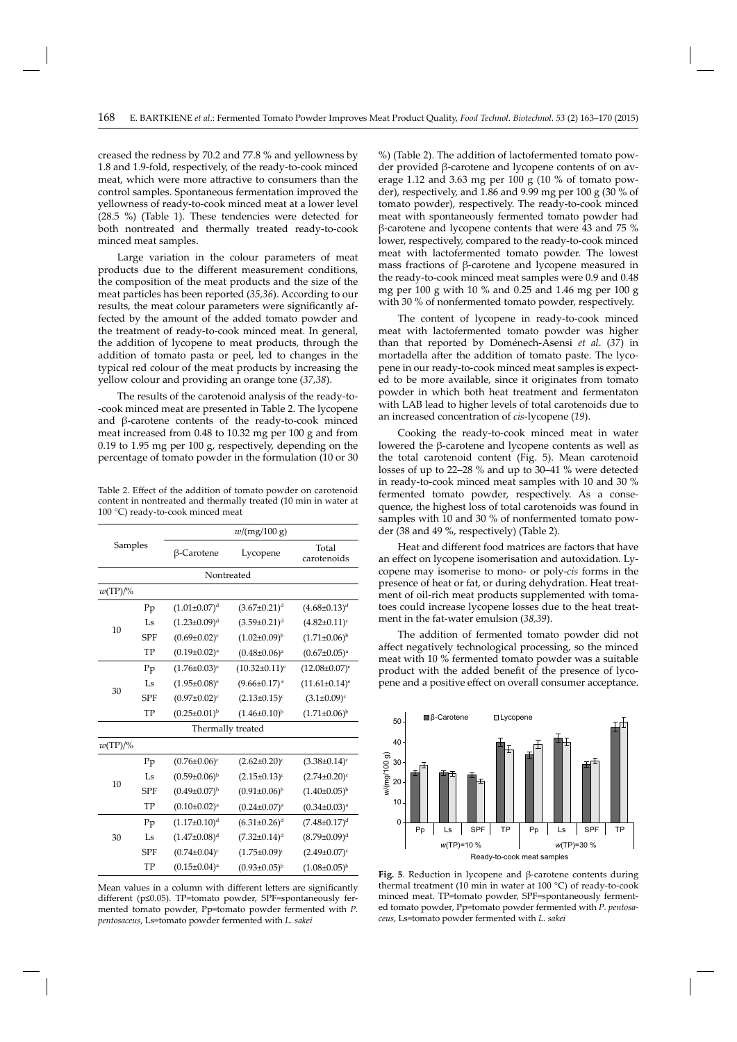creased the redness by 70.2 and 77.8 % and yellowness by 1.8 and 1.9-fold, respectively, of the ready-to-cook minced meat, which were more attractive to consumers than the control samples. Spontaneous fermentation improved the yellowness of ready-to-cook minced meat at a lower level (28.5 %) (Table 1). These tendencies were detected for both nontreated and thermally treated ready-to-cook minced meat samples.

Large variation in the colour parameters of meat products due to the different measurement conditions, the composition of the meat products and the size of the meat particles has been reported (*35,36*). According to our results, the meat colour parameters were significantly affected by the amount of the added tomato powder and the treatment of ready-to-cook minced meat. In general, the addition of lycopene to meat products, through the addition of tomato pasta or peel, led to changes in the typical red colour of the meat products by increasing the yellow colour and providing an orange tone (*37,38*).

The results of the carotenoid analysis of the ready-to-cook minced meat are presented in Table 2. The lycopene and β-carotene contents of the ready-to-cook minced meat increased from 0.48 to 10.32 mg per 100 g and from 0.19 to 1.95 mg per 100 g, respectively, depending on the percentage of tomato powder in the formulation (10 or 30 %) (Table 2). The addition of lactofermented tomato powder provided β-carotene and lycopene contents of on average 1.12 and 3.63 mg per 100 g (10 % of tomato powder), respectively, and 1.86 and 9.99 mg per 100 g (30 % of tomato powder), respectively. The ready-to-cook minced meat with spontaneously fermented tomato powder had β-carotene and lycopene contents that were 43 and 75 % lower, respectively, compared to the ready-to-cook minced meat with lactofermented tomato powder. The lowest mass fractions of β-carotene and lycopene measured in the ready-to-cook minced meat samples were 0.9 and 0.48 mg per 100 g with 10 % and 0.25 and 1.46 mg per 100 g with 30 % of nonfermented tomato powder, respectively.

Table 2. Effect of the addition of tomato powder on carotenoid content in nontreated and thermally treated (10 min in water at 100 °C) ready-to-cook minced meat

| Samples | | β-Carotene | Lycopene | Total carotenoids |
|---|---|---|---|---|
| | | $w$/(mg/100 g) | | |
| **Nontreated** | | | | |
| $w$(TP)/% | | | | |
| 10 | Pp | $(1.01\pm0.07)^{d}$ | $(3.67\pm0.21)^{d}$ | $(4.68\pm0.13)^{d}$ |
| | Ls | $(1.23\pm0.09)^{d}$ | $(3.59\pm0.21)^{d}$ | $(4.82\pm0.11)^{c}$ |
| | SPF | $(0.69\pm0.02)^{c}$ | $(1.02\pm0.09)^{b}$ | $(1.71\pm0.06)^{b}$ |
| | TP | $(0.19\pm0.02)^{a}$ | $(0.48\pm0.06)^{a}$ | $(0.67\pm0.05)^{a}$ |
| 30 | Pp | $(1.76\pm0.03)^{e}$ | $(10.32\pm0.11)^{e}$ | $(12.08\pm0.07)^{e}$ |
| | Ls | $(1.95\pm0.08)^{e}$ | $(9.66\pm0.17)^{e}$ | $(11.61\pm0.14)^{e}$ |
| | SPF | $(0.97\pm0.02)^{c}$ | $(2.13\pm0.15)^{c}$ | $(3.1\pm0.09)^{c}$ |
| | TP | $(0.25\pm0.01)^{b}$ | $(1.46\pm0.10)^{b}$ | $(1.71\pm0.06)^{b}$ |
| **Thermally treated** | | | | |
| $w$(TP)/% | | | | |
| 10 | Pp | $(0.76\pm0.06)^{c}$ | $(2.62\pm0.20)^{c}$ | $(3.38\pm0.14)^{c}$ |
| | Ls | $(0.59\pm0.06)^{b}$ | $(2.15\pm0.13)^{c}$ | $(2.74\pm0.20)^{c}$ |
| | SPF | $(0.49\pm0.07)^{b}$ | $(0.91\pm0.06)^{b}$ | $(1.40\pm0.05)^{b}$ |
| | TP | $(0.10\pm0.02)^{a}$ | $(0.24\pm0.07)^{a}$ | $(0.34\pm0.03)^{a}$ |
| 30 | Pp | $(1.17\pm0.10)^{d}$ | $(6.31\pm0.26)^{d}$ | $(7.48\pm0.17)^{d}$ |
| | Ls | $(1.47\pm0.08)^{d}$ | $(7.32\pm0.14)^{d}$ | $(8.79\pm0.09)^{d}$ |
| | SPF | $(0.74\pm0.04)^{c}$ | $(1.75\pm0.09)^{c}$ | $(2.49\pm0.07)^{c}$ |
| | TP | $(0.15\pm0.04)^{a}$ | $(0.93\pm0.05)^{b}$ | $(1.08\pm0.05)^{b}$ |

Mean values in a column with different letters are significantly different ($p\leq0.05$). TP=tomato powder, SPF=spontaneously fermented tomato powder, Pp=tomato powder fermented with *P. pentosaceus*, Ls=tomato powder fermented with *L. sakei*

The content of lycopene in ready-to-cook minced meat with lactofermented tomato powder was higher than that reported by Doménech-Asensi *et al*. (*37*) in mortadella after the addition of tomato paste. The lycopene in our ready-to-cook minced meat samples is expected to be more available, since it originates from tomato powder in which both heat treatment and fermentaton with LAB lead to higher levels of total carotenoids due to an increased concentration of *cis*-lycopene (*19*).

Cooking the ready-to-cook minced meat in water lowered the β-carotene and lycopene contents as well as the total carotenoid content (Fig. 5). Mean carotenoid losses of up to 22–28 % and up to 30–41 % were detected in ready-to-cook minced meat samples with 10 and 30 % fermented tomato powder, respectively. As a consequence, the highest loss of total carotenoids was found in samples with 10 and 30 % of nonfermented tomato powder (38 and 49 %, respectively) (Table 2).

Heat and different food matrices are factors that have an effect on lycopene isomerisation and autoxidation. Lycopene may isomerise to mono- or poly-*cis* forms in the presence of heat or fat, or during dehydration. Heat treatment of oil-rich meat products supplemented with tomatoes could increase lycopene losses due to the heat treatment in the fat-water emulsion (*38,39*).

The addition of fermented tomato powder did not affect negatively technological processing, so the minced meat with 10 % fermented tomato powder was a suitable product with the added benefit of the presence of lycopene and a positive effect on overall consumer acceptance.

**Fig. 5**. Reduction in lycopene and β-carotene contents during thermal treatment (10 min in water at 100 °C) of ready-to-cook minced meat. TP=tomato powder, SPF=spontaneously fermented tomato powder, Pp=tomato powder fermented with *P. pentosaceus*, Ls=tomato powder fermented with *L. sakei*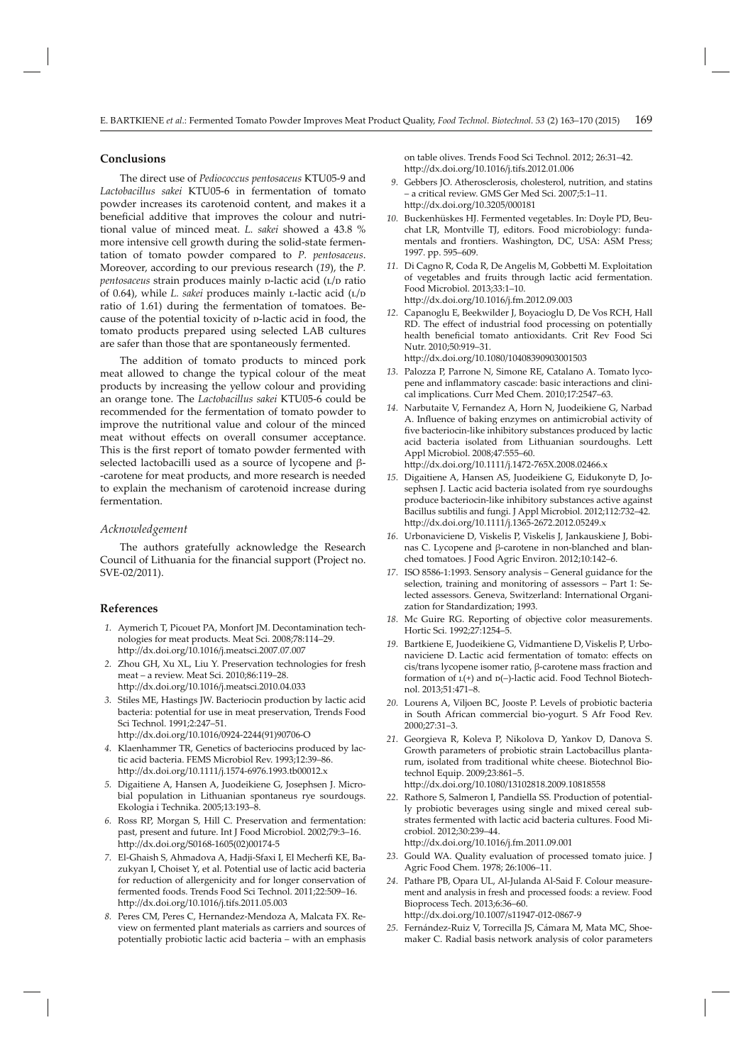## Conclusions

The direct use of *Pediococcus pentosaceus* KTU05-9 and *Lactobacillus sakei* KTU05-6 in fermentation of tomato powder increases its carotenoid content, and makes it a beneficial additive that improves the colour and nutritional value of minced meat. *L. sakei* showed a 43.8 % more intensive cell growth during the solid-state fermentation of tomato powder compared to *P. pentosaceus*. Moreover, according to our previous research (*19*), the *P. pentosaceus* strain produces mainly D-lactic acid (L/D ratio of 0.64), while *L. sakei* produces mainly L-lactic acid (L/D ratio of 1.61) during the fermentation of tomatoes. Because of the potential toxicity of D-lactic acid in food, the tomato products prepared using selected LAB cultures are safer than those that are spontaneously fermented.

The addition of tomato products to minced pork meat allowed to change the typical colour of the meat products by increasing the yellow colour and providing an orange tone. The *Lactobacillus sakei* KTU05-6 could be recommended for the fermentation of tomato powder to improve the nutritional value and colour of the minced meat without effects on overall consumer acceptance. This is the first report of tomato powder fermented with selected lactobacilli used as a source of lycopene and β-carotene for meat products, and more research is needed to explain the mechanism of carotenoid increase during fermentation.

### *Acknowledgement*

The authors gratefully acknowledge the Research Council of Lithuania for the financial support (Project no. SVE-02/2011).

## References

1. Aymerich T, Picouet PA, Monfort JM. Decontamination technologies for meat products. Meat Sci. 2008;78:114–29. http://dx.doi.org/10.1016/j.meatsci.2007.07.007
2. Zhou GH, Xu XL, Liu Y. Preservation technologies for fresh meat – a review. Meat Sci. 2010;86:119–28. http://dx.doi.org/10.1016/j.meatsci.2010.04.033
3. Stiles ME, Hastings JW. Bacteriocin production by lactic acid bacteria: potential for use in meat preservation, Trends Food Sci Technol. 1991;2:247–51. http://dx.doi.org/10.1016/0924-2244(91)90706-O
4. Klaenhammer TR, Genetics of bacteriocins produced by lactic acid bacteria. FEMS Microbiol Rev. 1993;12:39–86. http://dx.doi.org/10.1111/j.1574-6976.1993.tb00012.x
5. Digaitiene A, Hansen A, Juodeikiene G, Josephsen J. Microbial population in Lithuanian spontaneus rye sourdougs. Ekologia i Technika. 2005;13:193–8.
6. Ross RP, Morgan S, Hill C. Preservation and fermentation: past, present and future. Int J Food Microbiol. 2002;79:3–16. http://dx.doi.org/10.1016/S0168-1605(02)00174-5
7. El-Ghaish S, Ahmadova A, Hadji-Sfaxi I, El Mecherfi KE, Bazukyan I, Choiset Y, et al. Potential use of lactic acid bacteria for reduction of allergenicity and for longer conservation of fermented foods. Trends Food Sci Technol. 2011;22:509–16. http://dx.doi.org/10.1016/j.tifs.2011.05.003
8. Peres CM, Peres C, Hernandez-Mendoza A, Malcata FX. Review on fermented plant materials as carriers and sources of potentially probiotic lactic acid bacteria – with an emphasis on table olives. Trends Food Sci Technol. 2012; 26:31–42. http://dx.doi.org/10.1016/j.tifs.2012.01.006
9. Gebbers JO. Atherosclerosis, cholesterol, nutrition, and statins – a critical review. GMS Ger Med Sci. 2007;5:1–11. http://dx.doi.org/10.3205/000181
10. Buckenhüskes HJ. Fermented vegetables. In: Doyle PD, Beuchat LR, Montville TJ, editors. Food microbiology: fundamentals and frontiers. Washington, DC, USA: ASM Press; 1997. pp. 595–609.
11. Di Cagno R, Coda R, De Angelis M, Gobbetti M. Exploitation of vegetables and fruits through lactic acid fermentation. Food Microbiol. 2013;33:1–10. http://dx.doi.org/10.1016/j.fm.2012.09.003
12. Capanoglu E, Beekwilder J, Boyacioglu D, De Vos RCH, Hall RD. The effect of industrial food processing on potentially health beneficial tomato antioxidants. Crit Rev Food Sci Nutr. 2010;50:919–31. http://dx.doi.org/10.1080/10408390903001503
13. Palozza P, Parrone N, Simone RE, Catalano A. Tomato lycopene and inflammatory cascade: basic interactions and clinical implications. Curr Med Chem. 2010;17:2547–63.
14. Narbutaite V, Fernandez A, Horn N, Juodeikiene G, Narbad A. Influence of baking enzymes on antimicrobial activity of five bacteriocin-like inhibitory substances produced by lactic acid bacteria isolated from Lithuanian sourdoughs. Lett Appl Microbiol. 2008;47:555–60. http://dx.doi.org/10.1111/j.1472-765X.2008.02466.x
15. Digaitiene A, Hansen AS, Juodeikiene G, Eidukonyte D, Josephsen J. Lactic acid bacteria isolated from rye sourdoughs produce bacteriocin-like inhibitory substances active against Bacillus subtilis and fungi. J Appl Microbiol. 2012;112:732–42. http://dx.doi.org/10.1111/j.1365-2672.2012.05249.x
16. Urbonaviciene D, Viskelis P, Viskelis J, Jankauskiene J, Bobinas C. Lycopene and β-carotene in non-blanched and blanched tomatoes. J Food Agric Environ. 2012;10:142–6.
17. ISO 8586-1:1993. Sensory analysis – General guidance for the selection, training and monitoring of assessors – Part 1: Selected assessors. Geneva, Switzerland: International Organization for Standardization; 1993.
18. Mc Guire RG. Reporting of objective color measurements. Hortic Sci. 1992;27:1254–5.
19. Bartkiene E, Juodeikiene G, Vidmantiene D, Viskelis P, Urbonaviciene D. Lactic acid fermentation of tomato: effects on cis/trans lycopene isomer ratio, β-carotene mass fraction and formation of L(+) and D(–)-lactic acid. Food Technol Biotechnol. 2013;51:471–8.
20. Lourens A, Viljoen BC, Jooste P. Levels of probiotic bacteria in South African commercial bio-yogurt. S Afr Food Rev. 2000;27:31–3.
21. Georgieva R, Koleva P, Nikolova D, Yankov D, Danova S. Growth parameters of probiotic strain Lactobacillus plantarum, isolated from traditional white cheese. Biotechnol Biotechnol Equip. 2009;23:861–5. http://dx.doi.org/10.1080/13102818.2009.10818558
22. Rathore S, Salmeron I, Pandiella SS. Production of potentially probiotic beverages using single and mixed cereal substrates fermented with lactic acid bacteria cultures. Food Microbiol. 2012;30:239–44. http://dx.doi.org/10.1016/j.fm.2011.09.001
23. Gould WA. Quality evaluation of processed tomato juice. J Agric Food Chem. 1978; 26:1006–11.
24. Pathare PB, Opara UL, Al-Julanda Al-Said F. Colour measurement and analysis in fresh and processed foods: a review. Food Bioprocess Tech. 2013;6:36–60. http://dx.doi.org/10.1007/s11947-012-0867-9
25. Fernández-Ruiz V, Torrecilla JS, Cámara M, Mata MC, Shoemaker C. Radial basis network analysis of color parameters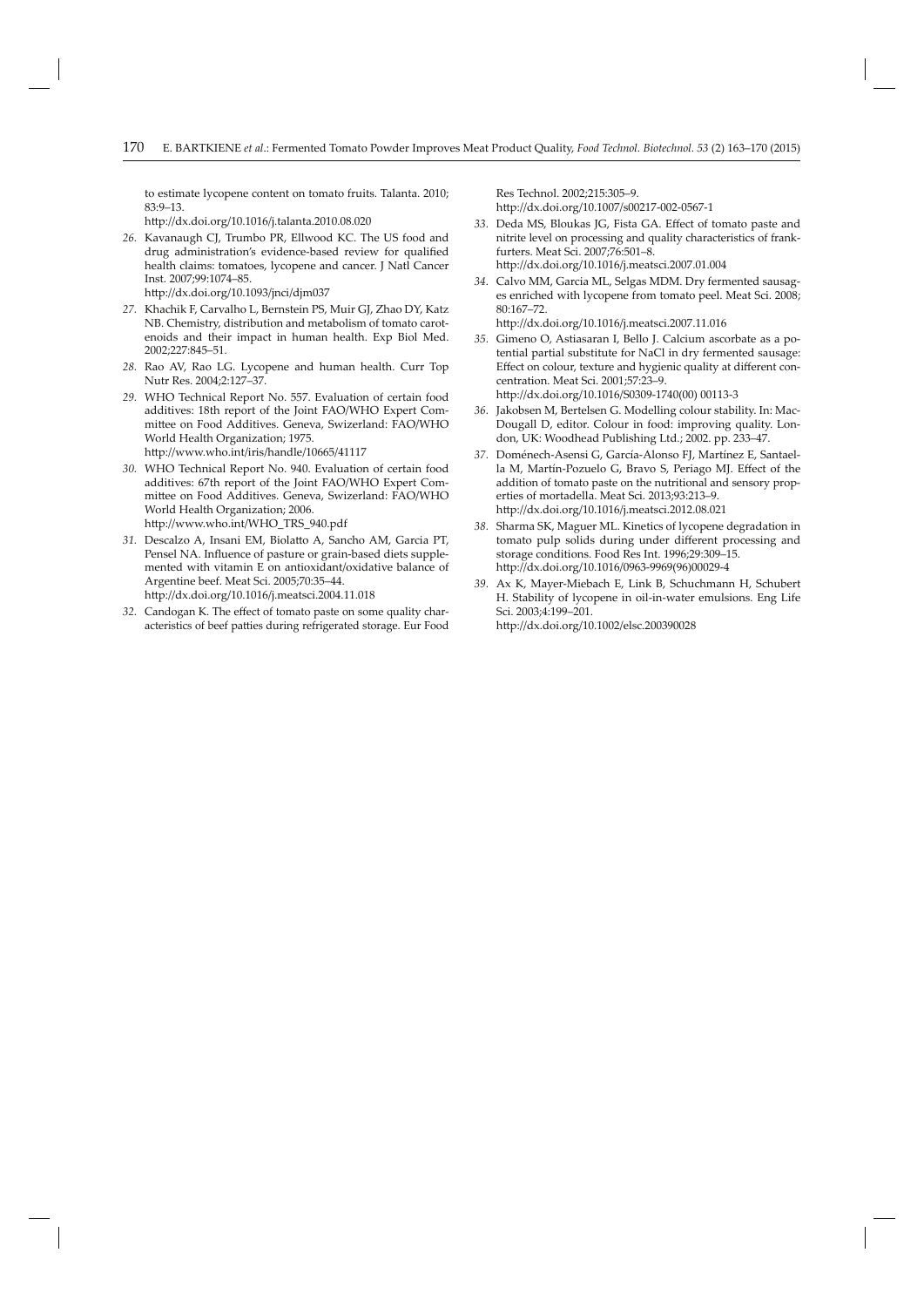to estimate lycopene content on tomato fruits. Talanta. 2010; 83:9–13.
http://dx.doi.org/10.1016/j.talanta.2010.08.020

26. Kavanaugh CJ, Trumbo PR, Ellwood KC. The US food and drug administration's evidence-based review for qualified health claims: tomatoes, lycopene and cancer. J Natl Cancer Inst. 2007;99:1074–85.
http://dx.doi.org/10.1093/jnci/djm037

27. Khachik F, Carvalho L, Bernstein PS, Muir GJ, Zhao DY, Katz NB. Chemistry, distribution and metabolism of tomato carotenoids and their impact in human health. Exp Biol Med. 2002;227:845–51.

28. Rao AV, Rao LG. Lycopene and human health. Curr Top Nutr Res. 2004;2:127–37.

29. WHO Technical Report No. 557. Evaluation of certain food additives: 18th report of the Joint FAO/WHO Expert Committee on Food Additives. Geneva, Swizerland: FAO/WHO World Health Organization; 1975.
http://www.who.int/iris/handle/10665/41117

30. WHO Technical Report No. 940. Evaluation of certain food additives: 67th report of the Joint FAO/WHO Expert Committee on Food Additives. Geneva, Swizerland: FAO/WHO World Health Organization; 2006.
http://www.who.int/WHO_TRS_940.pdf

31. Descalzo A, Insani EM, Biolatto A, Sancho AM, Garcia PT, Pensel NA. Influence of pasture or grain-based diets supplemented with vitamin E on antioxidant/oxidative balance of Argentine beef. Meat Sci. 2005;70:35–44.
http://dx.doi.org/10.1016/j.meatsci.2004.11.018

32. Candogan K. The effect of tomato paste on some quality characteristics of beef patties during refrigerated storage. Eur Food Res Technol. 2002;215:305–9.
http://dx.doi.org/10.1007/s00217-002-0567-1

33. Deda MS, Bloukas JG, Fista GA. Effect of tomato paste and nitrite level on processing and quality characteristics of frankfurters. Meat Sci. 2007;76:501–8.
http://dx.doi.org/10.1016/j.meatsci.2007.01.004

34. Calvo MM, Garcia ML, Selgas MDM. Dry fermented sausages enriched with lycopene from tomato peel. Meat Sci. 2008; 80:167–72.
http://dx.doi.org/10.1016/j.meatsci.2007.11.016

35. Gimeno O, Astiasaran I, Bello J. Calcium ascorbate as a potential partial substitute for NaCl in dry fermented sausage: Effect on colour, texture and hygienic quality at different concentration. Meat Sci. 2001;57:23–9.
http://dx.doi.org/10.1016/S0309-1740(00) 00113-3

36. Jakobsen M, Bertelsen G. Modelling colour stability. In: MacDougall D, editor. Colour in food: improving quality. London, UK: Woodhead Publishing Ltd.; 2002. pp. 233–47.

37. Doménech-Asensi G, García-Alonso FJ, Martínez E, Santaella M, Martín-Pozuelo G, Bravo S, Periago MJ. Effect of the addition of tomato paste on the nutritional and sensory properties of mortadella. Meat Sci. 2013;93:213–9.
http://dx.doi.org/10.1016/j.meatsci.2012.08.021

38. Sharma SK, Maguer ML. Kinetics of lycopene degradation in tomato pulp solids during under different processing and storage conditions. Food Res Int. 1996;29:309–15.
http://dx.doi.org/10.1016/0963-9969(96)00029-4

39. Ax K, Mayer-Miebach E, Link B, Schuchmann H, Schubert H. Stability of lycopene in oil-in-water emulsions. Eng Life Sci. 2003;4:199–201.
http://dx.doi.org/10.1002/elsc.200390028